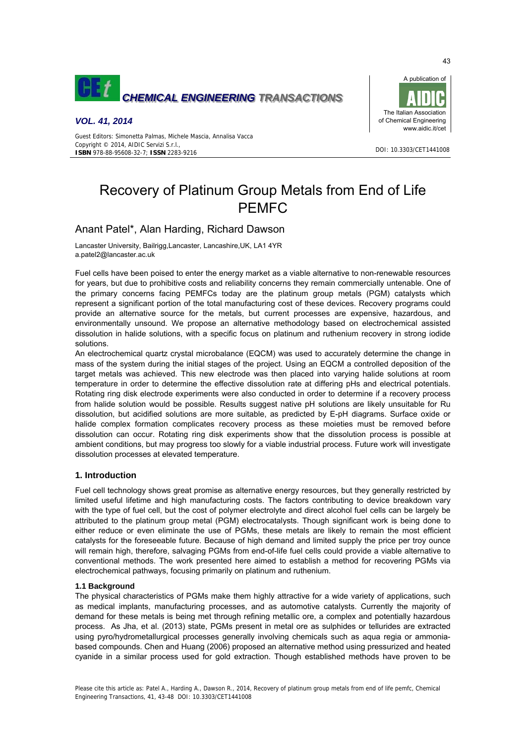# Recovery of Platinum Group Metals from End of Life PEMFC

Anant Patel*, Alan Harding, Richard Dawson

Lancaster University, Bailrigg,Lancaster, Lancashire,UK, LA1 4YR
a.patel2@lancaster.ac.uk

Fuel cells have been poised to enter the energy market as a viable alternative to non-renewable resources for years, but due to prohibitive costs and reliability concerns they remain commercially untenable. One of the primary concerns facing PEMFCs today are the platinum group metals (PGM) catalysts which represent a significant portion of the total manufacturing cost of these devices. Recovery programs could provide an alternative source for the metals, but current processes are expensive, hazardous, and environmentally unsound. We propose an alternative methodology based on electrochemical assisted dissolution in halide solutions, with a specific focus on platinum and ruthenium recovery in strong iodide solutions.

An electrochemical quartz crystal microbalance (EQCM) was used to accurately determine the change in mass of the system during the initial stages of the project. Using an EQCM a controlled deposition of the target metals was achieved. This new electrode was then placed into varying halide solutions at room temperature in order to determine the effective dissolution rate at differing pHs and electrical potentials. Rotating ring disk electrode experiments were also conducted in order to determine if a recovery process from halide solution would be possible. Results suggest native pH solutions are likely unsuitable for Ru dissolution, but acidified solutions are more suitable, as predicted by E-pH diagrams. Surface oxide or halide complex formation complicates recovery process as these moieties must be removed before dissolution can occur. Rotating ring disk experiments show that the dissolution process is possible at ambient conditions, but may progress too slowly for a viable industrial process. Future work will investigate dissolution processes at elevated temperature.

## 1. Introduction

Fuel cell technology shows great promise as alternative energy resources, but they generally restricted by limited useful lifetime and high manufacturing costs. The factors contributing to device breakdown vary with the type of fuel cell, but the cost of polymer electrolyte and direct alcohol fuel cells can be largely be attributed to the platinum group metal (PGM) electrocatalysts. Though significant work is being done to either reduce or even eliminate the use of PGMs, these metals are likely to remain the most efficient catalysts for the foreseeable future. Because of high demand and limited supply the price per troy ounce will remain high, therefore, salvaging PGMs from end-of-life fuel cells could provide a viable alternative to conventional methods. The work presented here aimed to establish a method for recovering PGMs via electrochemical pathways, focusing primarily on platinum and ruthenium.

### 1.1 Background

The physical characteristics of PGMs make them highly attractive for a wide variety of applications, such as medical implants, manufacturing processes, and as automotive catalysts. Currently the majority of demand for these metals is being met through refining metallic ore, a complex and potentially hazardous process. As Jha, et al. (2013) state, PGMs present in metal ore as sulphides or tellurides are extracted using pyro/hydrometallurgical processes generally involving chemicals such as aqua regia or ammonia-based compounds. Chen and Huang (2006) proposed an alternative method using pressurized and heated cyanide in a similar process used for gold extraction. Though established methods have proven to be

Please cite this article as: Patel A., Harding A., Dawson R., 2014, Recovery of platinum group metals from end of life pemfc, Chemical Engineering Transactions, 41, 43-48 DOI: 10.3303/CET1441008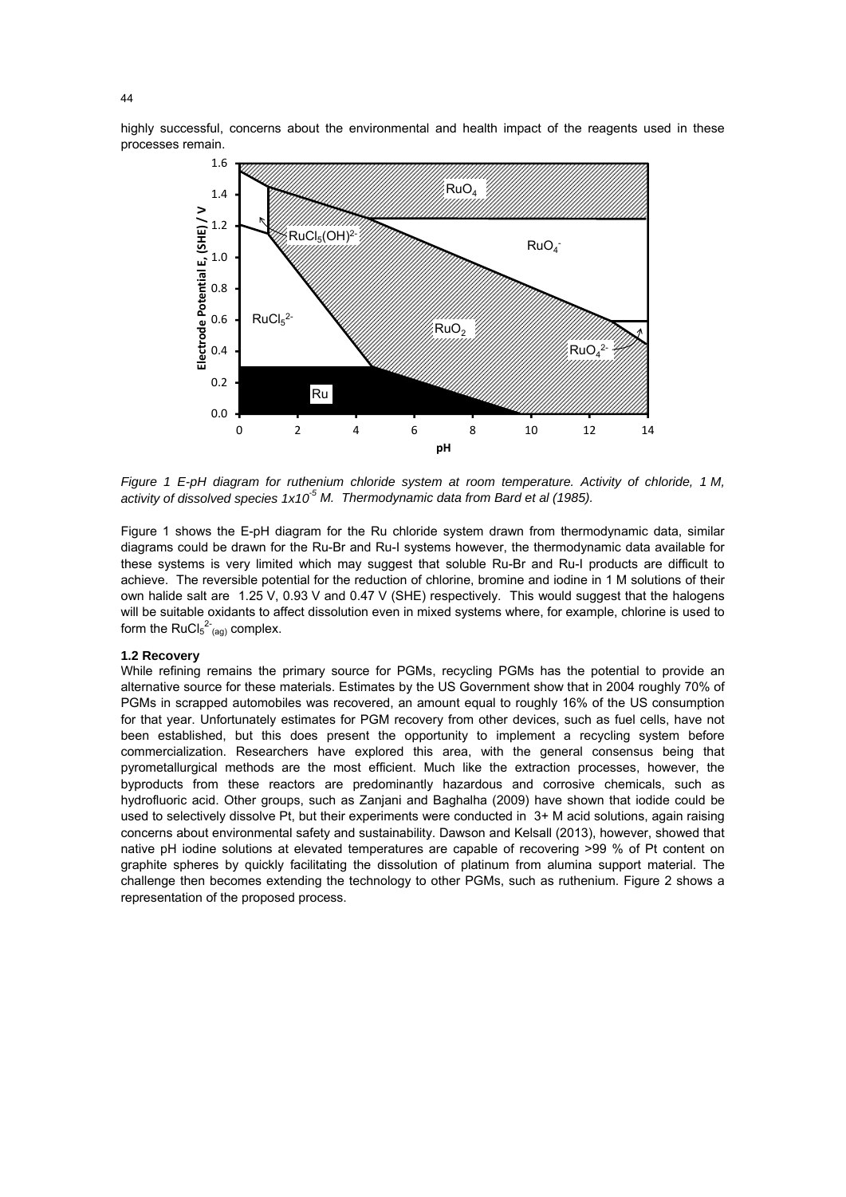highly successful, concerns about the environmental and health impact of the reagents used in these processes remain.

*Figure 1 E-pH diagram for ruthenium chloride system at room temperature. Activity of chloride, 1 M, activity of dissolved species 1x10$^{-5}$ M. Thermodynamic data from Bard et al (1985).*

Figure 1 shows the E-pH diagram for the Ru chloride system drawn from thermodynamic data, similar diagrams could be drawn for the Ru-Br and Ru-I systems however, the thermodynamic data available for these systems is very limited which may suggest that soluble Ru-Br and Ru-I products are difficult to achieve. The reversible potential for the reduction of chlorine, bromine and iodine in 1 M solutions of their own halide salt are 1.25 V, 0.93 V and 0.47 V (SHE) respectively. This would suggest that the halogens will be suitable oxidants to affect dissolution even in mixed systems where, for example, chlorine is used to form the $RuCl_5^{2-}{}_{(aq)}$ complex.

### 1.2 Recovery

While refining remains the primary source for PGMs, recycling PGMs has the potential to provide an alternative source for these materials. Estimates by the US Government show that in 2004 roughly 70% of PGMs in scrapped automobiles was recovered, an amount equal to roughly 16% of the US consumption for that year. Unfortunately estimates for PGM recovery from other devices, such as fuel cells, have not been established, but this does present the opportunity to implement a recycling system before commercialization. Researchers have explored this area, with the general consensus being that pyrometallurgical methods are the most efficient. Much like the extraction processes, however, the byproducts from these reactors are predominantly hazardous and corrosive chemicals, such as hydrofluoric acid. Other groups, such as Zanjani and Baghalha (2009) have shown that iodide could be used to selectively dissolve Pt, but their experiments were conducted in 3+ M acid solutions, again raising concerns about environmental safety and sustainability. Dawson and Kelsall (2013), however, showed that native pH iodine solutions at elevated temperatures are capable of recovering >99 % of Pt content on graphite spheres by quickly facilitating the dissolution of platinum from alumina support material. The challenge then becomes extending the technology to other PGMs, such as ruthenium. Figure 2 shows a representation of the proposed process.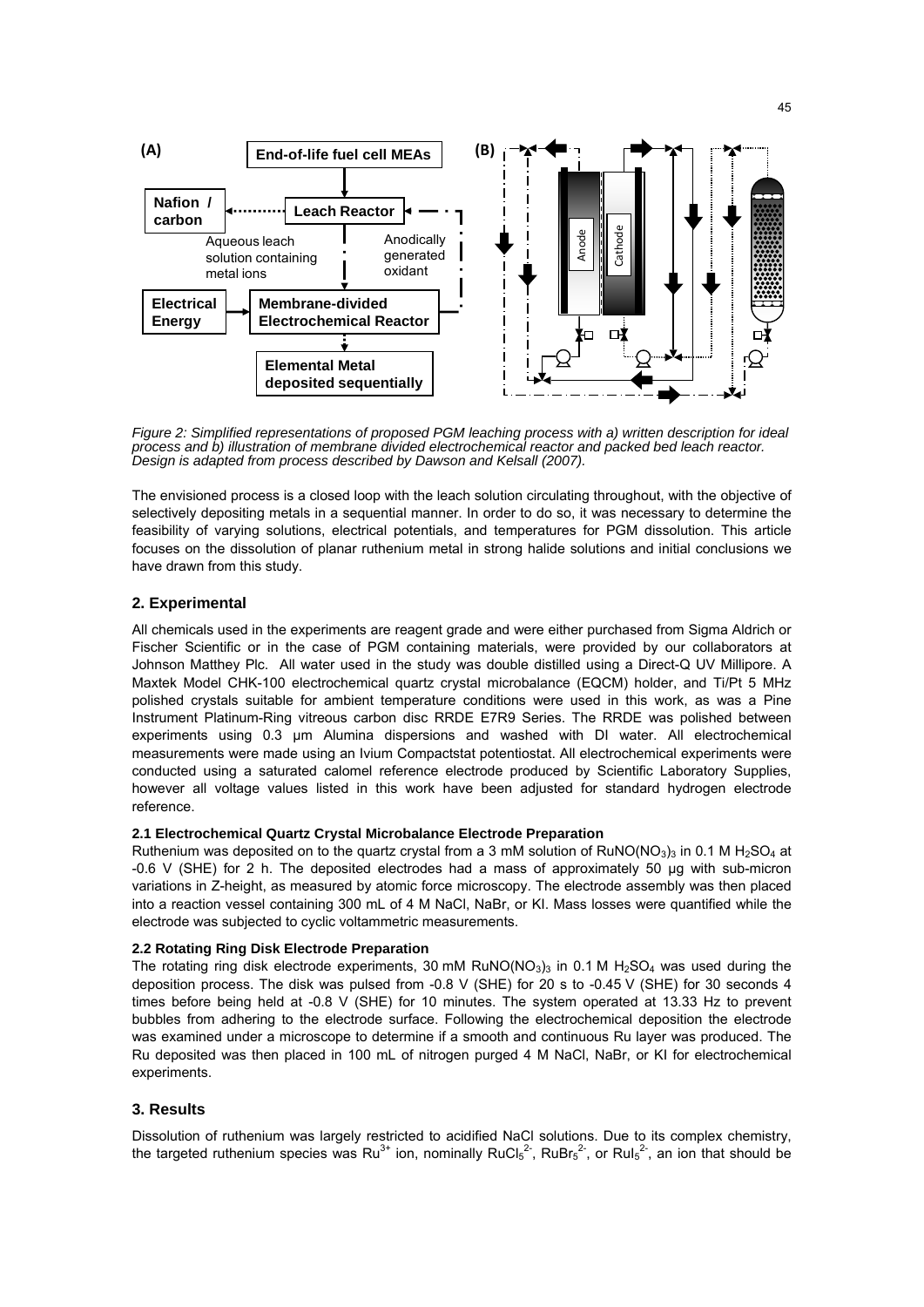*Figure 2: Simplified representations of proposed PGM leaching process with a) written description for ideal process and b) illustration of membrane divided electrochemical reactor and packed bed leach reactor. Design is adapted from process described by Dawson and Kelsall (2007).*

The envisioned process is a closed loop with the leach solution circulating throughout, with the objective of selectively depositing metals in a sequential manner. In order to do so, it was necessary to determine the feasibility of varying solutions, electrical potentials, and temperatures for PGM dissolution. This article focuses on the dissolution of planar ruthenium metal in strong halide solutions and initial conclusions we have drawn from this study.

## 2. Experimental

All chemicals used in the experiments are reagent grade and were either purchased from Sigma Aldrich or Fischer Scientific or in the case of PGM containing materials, were provided by our collaborators at Johnson Matthey Plc. All water used in the study was double distilled using a Direct-Q UV Millipore. A Maxtek Model CHK-100 electrochemical quartz crystal microbalance (EQCM) holder, and Ti/Pt 5 MHz polished crystals suitable for ambient temperature conditions were used in this work, as was a Pine Instrument Platinum-Ring vitreous carbon disc RRDE E7R9 Series. The RRDE was polished between experiments using 0.3 µm Alumina dispersions and washed with DI water. All electrochemical measurements were made using an Ivium Compactstat potentiostat. All electrochemical experiments were conducted using a saturated calomel reference electrode produced by Scientific Laboratory Supplies, however all voltage values listed in this work have been adjusted for standard hydrogen electrode reference.

### 2.1 Electrochemical Quartz Crystal Microbalance Electrode Preparation

Ruthenium was deposited on to the quartz crystal from a 3 mM solution of $RuNO(NO_3)_3$ in 0.1 M $H_2SO_4$ at -0.6 V (SHE) for 2 h. The deposited electrodes had a mass of approximately 50 µg with sub-micron variations in Z-height, as measured by atomic force microscopy. The electrode assembly was then placed into a reaction vessel containing 300 mL of 4 M NaCl, NaBr, or KI. Mass losses were quantified while the electrode was subjected to cyclic voltammetric measurements.

### 2.2 Rotating Ring Disk Electrode Preparation

The rotating ring disk electrode experiments, 30 mM $RuNO(NO_3)_3$ in 0.1 M $H_2SO_4$ was used during the deposition process. The disk was pulsed from -0.8 V (SHE) for 20 s to -0.45 V (SHE) for 30 seconds 4 times before being held at -0.8 V (SHE) for 10 minutes. The system operated at 13.33 Hz to prevent bubbles from adhering to the electrode surface. Following the electrochemical deposition the electrode was examined under a microscope to determine if a smooth and continuous Ru layer was produced. The Ru deposited was then placed in 100 mL of nitrogen purged 4 M NaCl, NaBr, or KI for electrochemical experiments.

## 3. Results

Dissolution of ruthenium was largely restricted to acidified NaCl solutions. Due to its complex chemistry, the targeted ruthenium species was $Ru^{3+}$ ion, nominally $RuCl_5^{2-}$, $RuBr_5^{2-}$, or $RuI_5^{2-}$, an ion that should be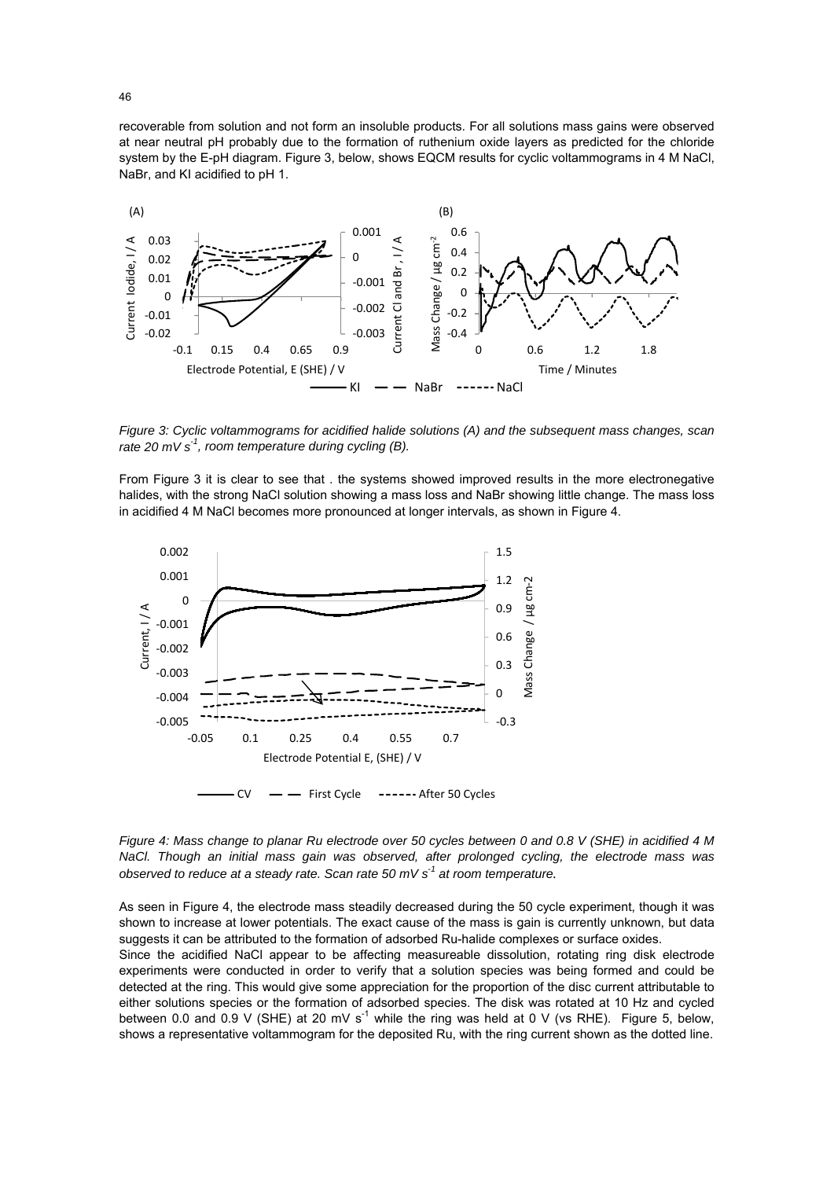recoverable from solution and not form an insoluble products. For all solutions mass gains were observed at near neutral pH probably due to the formation of ruthenium oxide layers as predicted for the chloride system by the E-pH diagram. Figure 3, below, shows EQCM results for cyclic voltammograms in 4 M NaCl, NaBr, and KI acidified to pH 1.

*Figure 3: Cyclic voltammograms for acidified halide solutions (A) and the subsequent mass changes, scan rate 20 mV s$^{-1}$, room temperature during cycling (B).*

From Figure 3 it is clear to see that . the systems showed improved results in the more electronegative halides, with the strong NaCl solution showing a mass loss and NaBr showing little change. The mass loss in acidified 4 M NaCl becomes more pronounced at longer intervals, as shown in Figure 4.

*Figure 4: Mass change to planar Ru electrode over 50 cycles between 0 and 0.8 V (SHE) in acidified 4 M NaCl. Though an initial mass gain was observed, after prolonged cycling, the electrode mass was observed to reduce at a steady rate. Scan rate 50 mV s$^{-1}$ at room temperature.*

As seen in Figure 4, the electrode mass steadily decreased during the 50 cycle experiment, though it was shown to increase at lower potentials. The exact cause of the mass is gain is currently unknown, but data suggests it can be attributed to the formation of adsorbed Ru-halide complexes or surface oxides.

Since the acidified NaCl appear to be affecting measureable dissolution, rotating ring disk electrode experiments were conducted in order to verify that a solution species was being formed and could be detected at the ring. This would give some appreciation for the proportion of the disc current attributable to either solutions species or the formation of adsorbed species. The disk was rotated at 10 Hz and cycled between 0.0 and 0.9 V (SHE) at 20 mV s$^{-1}$ while the ring was held at 0 V (vs RHE). Figure 5, below, shows a representative voltammogram for the deposited Ru, with the ring current shown as the dotted line.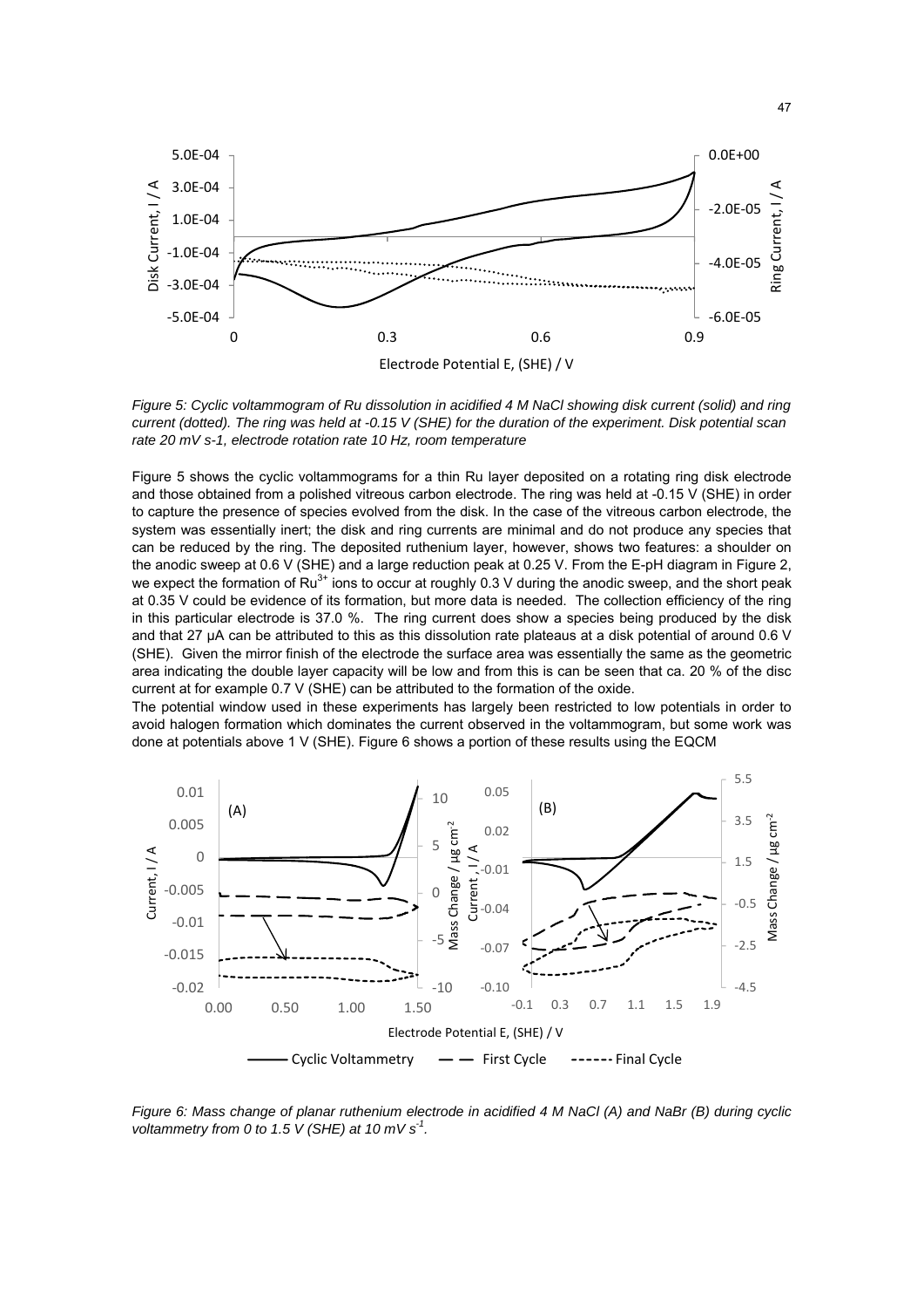*Figure 5: Cyclic voltammogram of Ru dissolution in acidified 4 M NaCl showing disk current (solid) and ring current (dotted). The ring was held at -0.15 V (SHE) for the duration of the experiment. Disk potential scan rate 20 mV s-1, electrode rotation rate 10 Hz, room temperature*

Figure 5 shows the cyclic voltammograms for a thin Ru layer deposited on a rotating ring disk electrode and those obtained from a polished vitreous carbon electrode. The ring was held at -0.15 V (SHE) in order to capture the presence of species evolved from the disk. In the case of the vitreous carbon electrode, the system was essentially inert; the disk and ring currents are minimal and do not produce any species that can be reduced by the ring. The deposited ruthenium layer, however, shows two features: a shoulder on the anodic sweep at 0.6 V (SHE) and a large reduction peak at 0.25 V. From the E-pH diagram in Figure 2, we expect the formation of $Ru^{3+}$ ions to occur at roughly 0.3 V during the anodic sweep, and the short peak at 0.35 V could be evidence of its formation, but more data is needed. The collection efficiency of the ring in this particular electrode is 37.0 %. The ring current does show a species being produced by the disk and that 27 μA can be attributed to this as this dissolution rate plateaus at a disk potential of around 0.6 V (SHE). Given the mirror finish of the electrode the surface area was essentially the same as the geometric area indicating the double layer capacity will be low and from this is can be seen that ca. 20 % of the disc current at for example 0.7 V (SHE) can be attributed to the formation of the oxide.

The potential window used in these experiments has largely been restricted to low potentials in order to avoid halogen formation which dominates the current observed in the voltammogram, but some work was done at potentials above 1 V (SHE). Figure 6 shows a portion of these results using the EQCM

*Figure 6: Mass change of planar ruthenium electrode in acidified 4 M NaCl (A) and NaBr (B) during cyclic voltammetry from 0 to 1.5 V (SHE) at 10 mV s$^{-1}$.*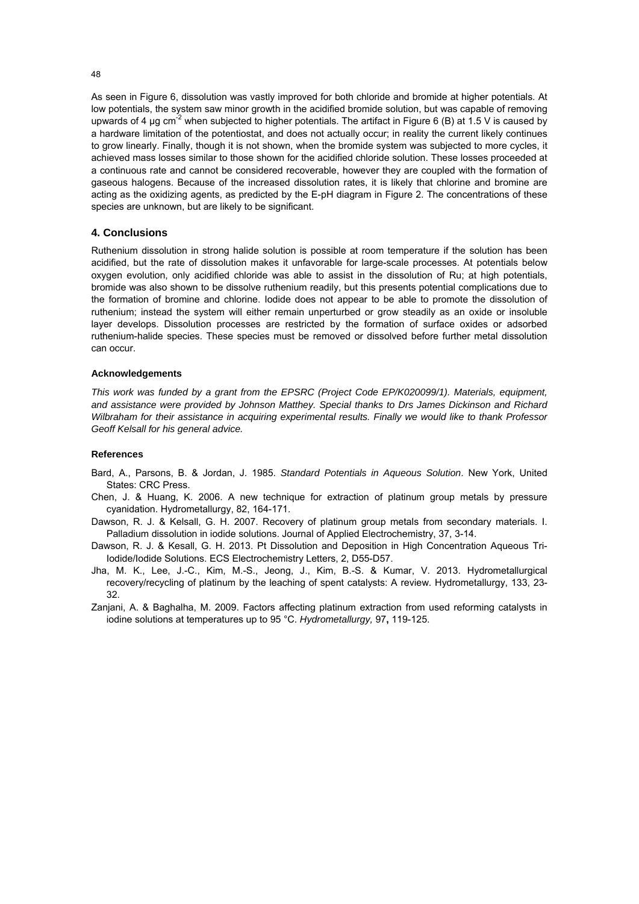As seen in Figure 6, dissolution was vastly improved for both chloride and bromide at higher potentials. At low potentials, the system saw minor growth in the acidified bromide solution, but was capable of removing upwards of 4 μg $cm^{-2}$ when subjected to higher potentials. The artifact in Figure 6 (B) at 1.5 V is caused by a hardware limitation of the potentiostat, and does not actually occur; in reality the current likely continues to grow linearly. Finally, though it is not shown, when the bromide system was subjected to more cycles, it achieved mass losses similar to those shown for the acidified chloride solution. These losses proceeded at a continuous rate and cannot be considered recoverable, however they are coupled with the formation of gaseous halogens. Because of the increased dissolution rates, it is likely that chlorine and bromine are acting as the oxidizing agents, as predicted by the E-pH diagram in Figure 2. The concentrations of these species are unknown, but are likely to be significant.

## 4. Conclusions

Ruthenium dissolution in strong halide solution is possible at room temperature if the solution has been acidified, but the rate of dissolution makes it unfavorable for large-scale processes. At potentials below oxygen evolution, only acidified chloride was able to assist in the dissolution of Ru; at high potentials, bromide was also shown to be dissolve ruthenium readily, but this presents potential complications due to the formation of bromine and chlorine. Iodide does not appear to be able to promote the dissolution of ruthenium; instead the system will either remain unperturbed or grow steadily as an oxide or insoluble layer develops. Dissolution processes are restricted by the formation of surface oxides or adsorbed ruthenium-halide species. These species must be removed or dissolved before further metal dissolution can occur.

### Acknowledgements

*This work was funded by a grant from the EPSRC (Project Code EP/K020099/1). Materials, equipment, and assistance were provided by Johnson Matthey. Special thanks to Drs James Dickinson and Richard Wilbraham for their assistance in acquiring experimental results. Finally we would like to thank Professor Geoff Kelsall for his general advice.*

### References

Bard, A., Parsons, B. & Jordan, J. 1985. *Standard Potentials in Aqueous Solution*. New York, United States: CRC Press.

Chen, J. & Huang, K. 2006. A new technique for extraction of platinum group metals by pressure cyanidation. Hydrometallurgy, 82, 164-171.

Dawson, R. J. & Kelsall, G. H. 2007. Recovery of platinum group metals from secondary materials. I. Palladium dissolution in iodide solutions. Journal of Applied Electrochemistry, 37, 3-14.

Dawson, R. J. & Kesall, G. H. 2013. Pt Dissolution and Deposition in High Concentration Aqueous Tri-Iodide/Iodide Solutions. ECS Electrochemistry Letters, 2, D55-D57.

Jha, M. K., Lee, J.-C., Kim, M.-S., Jeong, J., Kim, B.-S. & Kumar, V. 2013. Hydrometallurgical recovery/recycling of platinum by the leaching of spent catalysts: A review. Hydrometallurgy, 133, 23-32.

Zanjani, A. & Baghalha, M. 2009. Factors affecting platinum extraction from used reforming catalysts in iodine solutions at temperatures up to 95 °C. *Hydrometallurgy,* 97**,** 119-125.